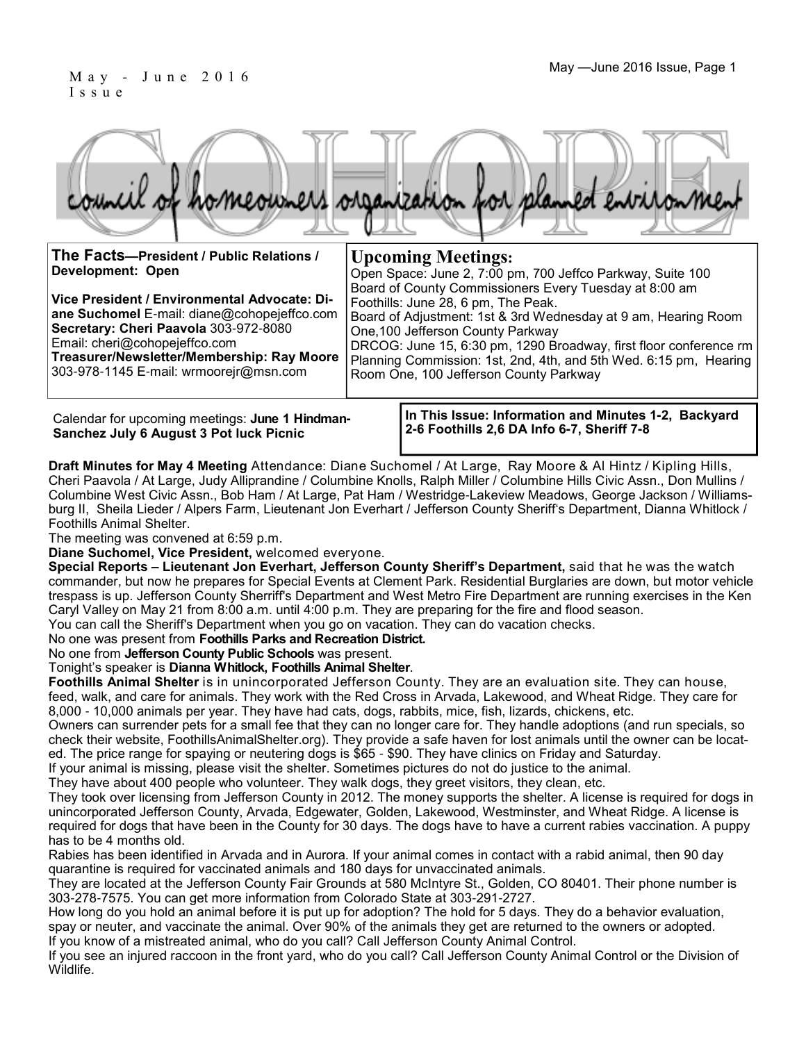May - June 2016 Issue

# COHOPE

council of homeowners organization for planned environment

**The Facts—President / Public Relations / Development: Open**

**Vice President / Environmental Advocate: Diane Suchomel** E-mail: diane@cohopejeffco.com
**Secretary: Cheri Paavola** 303-972-8080
Email: cheri@cohopejeffco.com
**Treasurer/Newsletter/Membership: Ray Moore** 303-978-1145 E-mail: wrmoorejr@msn.com

## Upcoming Meetings:

Open Space: June 2, 7:00 pm, 700 Jeffco Parkway, Suite 100
Board of County Commissioners Every Tuesday at 8:00 am
Foothills: June 28, 6 pm, The Peak.
Board of Adjustment: 1st & 3rd Wednesday at 9 am, Hearing Room One,100 Jefferson County Parkway
DRCOG: June 15, 6:30 pm, 1290 Broadway, first floor conference rm
Planning Commission: 1st, 2nd, 4th, and 5th Wed. 6:15 pm, Hearing Room One, 100 Jefferson County Parkway

Calendar for upcoming meetings: **June 1 Hindman-Sanchez July 6 August 3 Pot luck Picnic**

**In This Issue: Information and Minutes 1-2, Backyard 2-6 Foothills 2,6 DA Info 6-7, Sheriff 7-8**

**Draft Minutes for May 4 Meeting** Attendance: Diane Suchomel / At Large, Ray Moore & Al Hintz / Kipling Hills, Cheri Paavola / At Large, Judy Alliprandine / Columbine Knolls, Ralph Miller / Columbine Hills Civic Assn., Don Mullins / Columbine West Civic Assn., Bob Ham / At Large, Pat Ham / Westridge-Lakeview Meadows, George Jackson / Williamsburg II, Sheila Lieder / Alpers Farm, Lieutenant Jon Everhart / Jefferson County Sheriff's Department, Dianna Whitlock / Foothills Animal Shelter.

The meeting was convened at 6:59 p.m.

**Diane Suchomel, Vice President,** welcomed everyone.

**Special Reports – Lieutenant Jon Everhart, Jefferson County Sheriff's Department,** said that he was the watch commander, but now he prepares for Special Events at Clement Park. Residential Burglaries are down, but motor vehicle trespass is up. Jefferson County Sherriff's Department and West Metro Fire Department are running exercises in the Ken Caryl Valley on May 21 from 8:00 a.m. until 4:00 p.m. They are preparing for the fire and flood season.

You can call the Sheriff's Department when you go on vacation. They can do vacation checks.

No one was present from **Foothills Parks and Recreation District.**

No one from **Jefferson County Public Schools** was present.

Tonight's speaker is **Dianna Whitlock, Foothills Animal Shelter**.

**Foothills Animal Shelter** is in unincorporated Jefferson County. They are an evaluation site. They can house, feed, walk, and care for animals. They work with the Red Cross in Arvada, Lakewood, and Wheat Ridge. They care for 8,000 - 10,000 animals per year. They have had cats, dogs, rabbits, mice, fish, lizards, chickens, etc.

Owners can surrender pets for a small fee that they can no longer care for. They handle adoptions (and run specials, so check their website, FoothillsAnimalShelter.org). They provide a safe haven for lost animals until the owner can be located. The price range for spaying or neutering dogs is $65 - $90. They have clinics on Friday and Saturday.

If your animal is missing, please visit the shelter. Sometimes pictures do not do justice to the animal.

They have about 400 people who volunteer. They walk dogs, they greet visitors, they clean, etc.

They took over licensing from Jefferson County in 2012. The money supports the shelter. A license is required for dogs in unincorporated Jefferson County, Arvada, Edgewater, Golden, Lakewood, Westminster, and Wheat Ridge. A license is required for dogs that have been in the County for 30 days. The dogs have to have a current rabies vaccination. A puppy has to be 4 months old.

Rabies has been identified in Arvada and in Aurora. If your animal comes in contact with a rabid animal, then 90 day quarantine is required for vaccinated animals and 180 days for unvaccinated animals.

They are located at the Jefferson County Fair Grounds at 580 McIntyre St., Golden, CO 80401. Their phone number is 303-278-7575. You can get more information from Colorado State at 303-291-2727.

How long do you hold an animal before it is put up for adoption? The hold for 5 days. They do a behavior evaluation, spay or neuter, and vaccinate the animal. Over 90% of the animals they get are returned to the owners or adopted.

If you know of a mistreated animal, who do you call? Call Jefferson County Animal Control.

If you see an injured raccoon in the front yard, who do you call? Call Jefferson County Animal Control or the Division of Wildlife.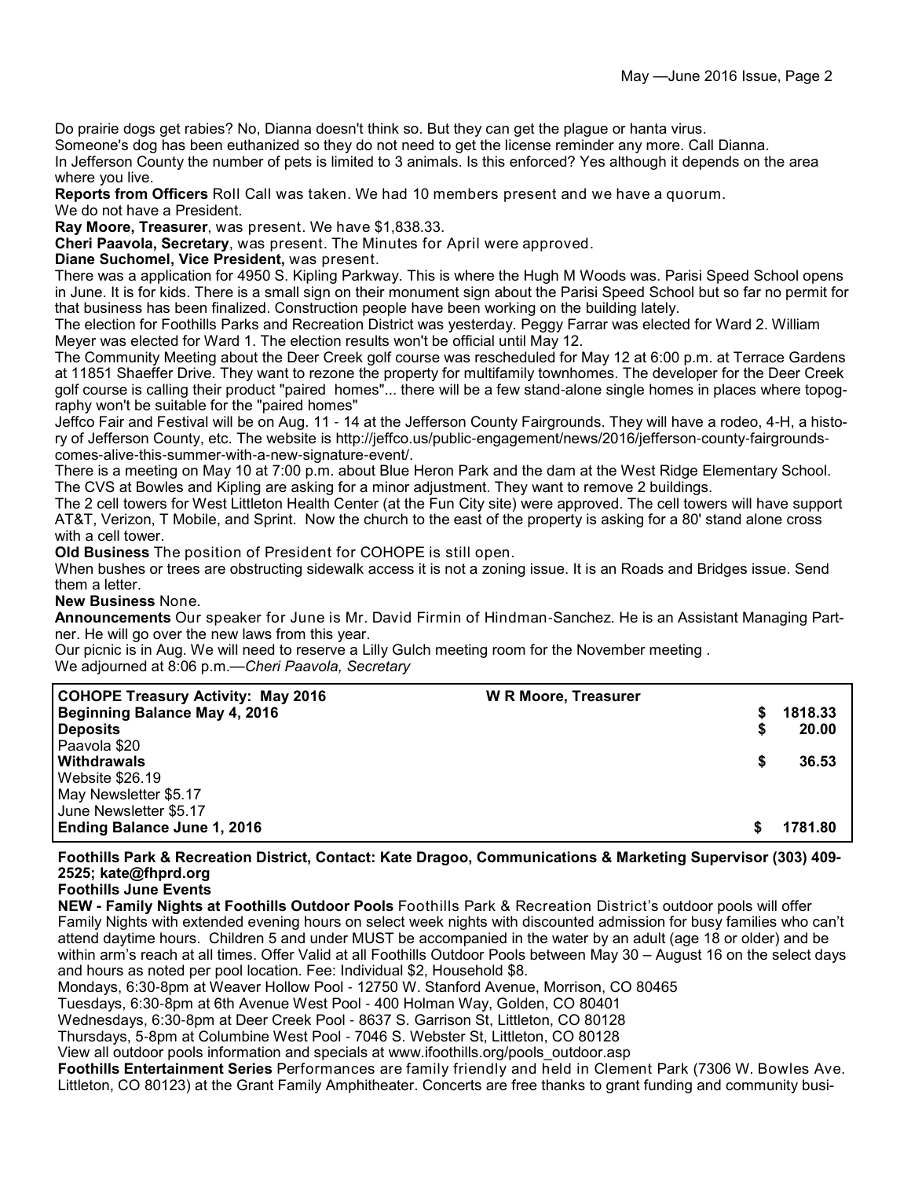Do prairie dogs get rabies? No, Dianna doesn't think so. But they can get the plague or hanta virus.

Someone's dog has been euthanized so they do not need to get the license reminder any more. Call Dianna.

In Jefferson County the number of pets is limited to 3 animals. Is this enforced? Yes although it depends on the area where you live.

**Reports from Officers** Roll Call was taken. We had 10 members present and we have a quorum.

We do not have a President.

**Ray Moore, Treasurer**, was present. We have $1,838.33.

**Cheri Paavola, Secretary**, was present. The Minutes for April were approved.

**Diane Suchomel, Vice President,** was present.

There was a application for 4950 S. Kipling Parkway. This is where the Hugh M Woods was. Parisi Speed School opens in June. It is for kids. There is a small sign on their monument sign about the Parisi Speed School but so far no permit for that business has been finalized. Construction people have been working on the building lately.

The election for Foothills Parks and Recreation District was yesterday. Peggy Farrar was elected for Ward 2. William Meyer was elected for Ward 1. The election results won't be official until May 12.

The Community Meeting about the Deer Creek golf course was rescheduled for May 12 at 6:00 p.m. at Terrace Gardens at 11851 Shaeffer Drive. They want to rezone the property for multifamily townhomes. The developer for the Deer Creek golf course is calling their product "paired homes"... there will be a few stand-alone single homes in places where topography won't be suitable for the "paired homes"

Jeffco Fair and Festival will be on Aug. 11 - 14 at the Jefferson County Fairgrounds. They will have a rodeo, 4-H, a history of Jefferson County, etc. The website is http://jeffco.us/public-engagement/news/2016/jefferson-county-fairgrounds-comes-alive-this-summer-with-a-new-signature-event/.

There is a meeting on May 10 at 7:00 p.m. about Blue Heron Park and the dam at the West Ridge Elementary School.

The CVS at Bowles and Kipling are asking for a minor adjustment. They want to remove 2 buildings.

The 2 cell towers for West Littleton Health Center (at the Fun City site) were approved. The cell towers will have support AT&T, Verizon, T Mobile, and Sprint. Now the church to the east of the property is asking for a 80' stand alone cross with a cell tower.

**Old Business** The position of President for COHOPE is still open.

When bushes or trees are obstructing sidewalk access it is not a zoning issue. It is an Roads and Bridges issue. Send them a letter.

**New Business** None.

**Announcements** Our speaker for June is Mr. David Firmin of Hindman-Sanchez. He is an Assistant Managing Partner. He will go over the new laws from this year.

Our picnic is in Aug. We will need to reserve a Lilly Gulch meeting room for the November meeting .

We adjourned at 8:06 p.m.—*Cheri Paavola, Secretary*

| COHOPE Treasury Activity: May 2016 | W R Moore, Treasurer | |
|---|---|---|
| **Beginning Balance May 4, 2016** | | **$ 1818.33** |
| **Deposits** | | **$ 20.00** |
| Paavola $20 | | |
| **Withdrawals** | | **$ 36.53** |
| Website $26.19 | | |
| May Newsletter $5.17 | | |
| June Newsletter $5.17 | | |
| **Ending Balance June 1, 2016** | | **$ 1781.80** |

**Foothills Park & Recreation District, Contact: Kate Dragoo, Communications & Marketing Supervisor (303) 409-2525; kate@fhprd.org**

**Foothills June Events**

**NEW - Family Nights at Foothills Outdoor Pools** Foothills Park & Recreation District's outdoor pools will offer Family Nights with extended evening hours on select week nights with discounted admission for busy families who can't attend daytime hours. Children 5 and under MUST be accompanied in the water by an adult (age 18 or older) and be within arm's reach at all times. Offer Valid at all Foothills Outdoor Pools between May 30 – August 16 on the select days and hours as noted per pool location. Fee: Individual $2, Household $8.

Mondays, 6:30-8pm at Weaver Hollow Pool - 12750 W. Stanford Avenue, Morrison, CO 80465

Tuesdays, 6:30-8pm at 6th Avenue West Pool - 400 Holman Way, Golden, CO 80401

Wednesdays, 6:30-8pm at Deer Creek Pool - 8637 S. Garrison St, Littleton, CO 80128

Thursdays, 5-8pm at Columbine West Pool - 7046 S. Webster St, Littleton, CO 80128

View all outdoor pools information and specials at www.ifoothills.org/pools_outdoor.asp

**Foothills Entertainment Series** Performances are family friendly and held in Clement Park (7306 W. Bowles Ave. Littleton, CO 80123) at the Grant Family Amphitheater. Concerts are free thanks to grant funding and community busi-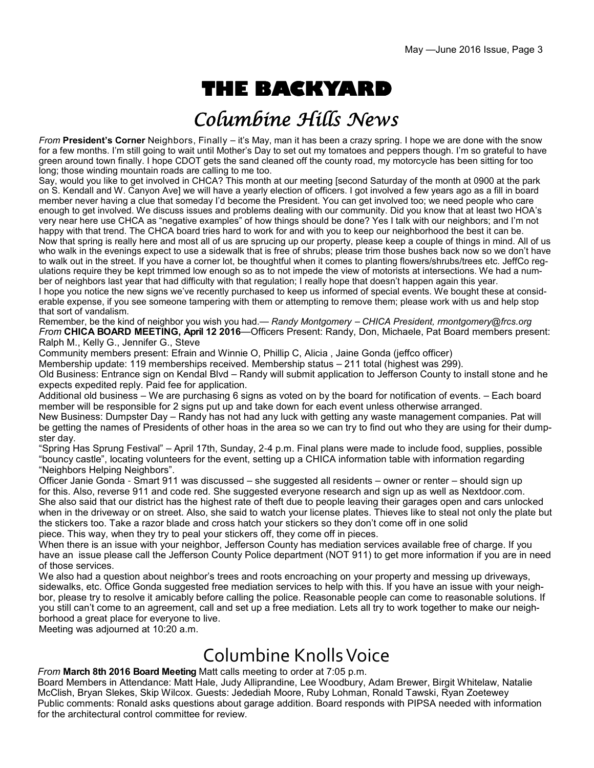# THE BACKYARD

## Columbine Hills News

*From* **President's Corner** Neighbors, Finally – it's May, man it has been a crazy spring. I hope we are done with the snow for a few months. I'm still going to wait until Mother's Day to set out my tomatoes and peppers though. I'm so grateful to have green around town finally. I hope CDOT gets the sand cleaned off the county road, my motorcycle has been sitting for too long; those winding mountain roads are calling to me too.

Say, would you like to get involved in CHCA? This month at our meeting [second Saturday of the month at 0900 at the park on S. Kendall and W. Canyon Ave] we will have a yearly election of officers. I got involved a few years ago as a fill in board member never having a clue that someday I'd become the President. You can get involved too; we need people who care enough to get involved. We discuss issues and problems dealing with our community. Did you know that at least two HOA's very near here use CHCA as "negative examples" of how things should be done? Yes I talk with our neighbors; and I'm not happy with that trend. The CHCA board tries hard to work for and with you to keep our neighborhood the best it can be.

Now that spring is really here and most all of us are sprucing up our property, please keep a couple of things in mind. All of us who walk in the evenings expect to use a sidewalk that is free of shrubs; please trim those bushes back now so we don't have to walk out in the street. If you have a corner lot, be thoughtful when it comes to planting flowers/shrubs/trees etc. JeffCo regulations require they be kept trimmed low enough so as to not impede the view of motorists at intersections. We had a number of neighbors last year that had difficulty with that regulation; I really hope that doesn't happen again this year.

I hope you notice the new signs we've recently purchased to keep us informed of special events. We bought these at considerable expense, if you see someone tampering with them or attempting to remove them; please work with us and help stop that sort of vandalism.

Remember, be the kind of neighbor you wish you had.— *Randy Montgomery – CHICA President, rmontgomery@frcs.org*

*From* **CHICA BOARD MEETING, April 12 2016**—Officers Present: Randy, Don, Michaele, Pat Board members present: Ralph M., Kelly G., Jennifer G., Steve

Community members present: Efrain and Winnie O, Phillip C, Alicia , Jaine Gonda (jeffco officer)

Membership update: 119 memberships received. Membership status – 211 total (highest was 299).

Old Business: Entrance sign on Kendal Blvd – Randy will submit application to Jefferson County to install stone and he expects expedited reply. Paid fee for application.

Additional old business – We are purchasing 6 signs as voted on by the board for notification of events. – Each board member will be responsible for 2 signs put up and take down for each event unless otherwise arranged.

New Business: Dumpster Day – Randy has not had any luck with getting any waste management companies. Pat will be getting the names of Presidents of other hoas in the area so we can try to find out who they are using for their dumpster day.

"Spring Has Sprung Festival" – April 17th, Sunday, 2-4 p.m. Final plans were made to include food, supplies, possible "bouncy castle", locating volunteers for the event, setting up a CHICA information table with information regarding "Neighbors Helping Neighbors".

Officer Janie Gonda - Smart 911 was discussed – she suggested all residents – owner or renter – should sign up for this. Also, reverse 911 and code red. She suggested everyone research and sign up as well as Nextdoor.com. She also said that our district has the highest rate of theft due to people leaving their garages open and cars unlocked when in the driveway or on street. Also, she said to watch your license plates. Thieves like to steal not only the plate but the stickers too. Take a razor blade and cross hatch your stickers so they don't come off in one solid piece. This way, when they try to peal your stickers off, they come off in pieces.

When there is an issue with your neighbor, Jefferson County has mediation services available free of charge. If you have an issue please call the Jefferson County Police department (NOT 911) to get more information if you are in need of those services.

We also had a question about neighbor's trees and roots encroaching on your property and messing up driveways, sidewalks, etc. Office Gonda suggested free mediation services to help with this. If you have an issue with your neighbor, please try to resolve it amicably before calling the police. Reasonable people can come to reasonable solutions. If you still can't come to an agreement, call and set up a free mediation. Lets all try to work together to make our neighborhood a great place for everyone to live.

Meeting was adjourned at 10:20 a.m.

## Columbine Knolls Voice

*From* **March 8th 2016 Board Meeting** Matt calls meeting to order at 7:05 p.m.

Board Members in Attendance: Matt Hale, Judy Alliprandine, Lee Woodbury, Adam Brewer, Birgit Whitelaw, Natalie McClish, Bryan Slekes, Skip Wilcox. Guests: Jedediah Moore, Ruby Lohman, Ronald Tawski, Ryan Zoetewey

Public comments: Ronald asks questions about garage addition. Board responds with PIPSA needed with information for the architectural control committee for review.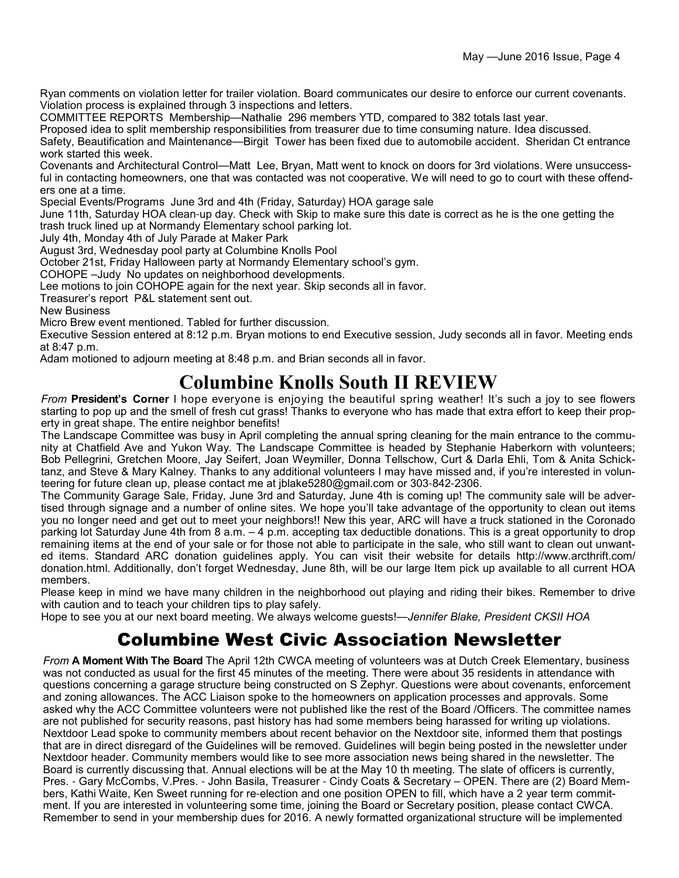Ryan comments on violation letter for trailer violation. Board communicates our desire to enforce our current covenants. Violation process is explained through 3 inspections and letters.

COMMITTEE REPORTS Membership—Nathalie 296 members YTD, compared to 382 totals last year.

Proposed idea to split membership responsibilities from treasurer due to time consuming nature. Idea discussed.

Safety, Beautification and Maintenance—Birgit Tower has been fixed due to automobile accident. Sheridan Ct entrance work started this week.

Covenants and Architectural Control—Matt Lee, Bryan, Matt went to knock on doors for 3rd violations. Were unsuccessful in contacting homeowners, one that was contacted was not cooperative. We will need to go to court with these offenders one at a time.

Special Events/Programs June 3rd and 4th (Friday, Saturday) HOA garage sale

June 11th, Saturday HOA clean-up day. Check with Skip to make sure this date is correct as he is the one getting the trash truck lined up at Normandy Elementary school parking lot.

July 4th, Monday 4th of July Parade at Maker Park

August 3rd, Wednesday pool party at Columbine Knolls Pool

October 21st, Friday Halloween party at Normandy Elementary school's gym.

COHOPE –Judy No updates on neighborhood developments.

Lee motions to join COHOPE again for the next year. Skip seconds all in favor.

Treasurer's report P&L statement sent out.

New Business

Micro Brew event mentioned. Tabled for further discussion.

Executive Session entered at 8:12 p.m. Bryan motions to end Executive session, Judy seconds all in favor. Meeting ends at 8:47 p.m.

Adam motioned to adjourn meeting at 8:48 p.m. and Brian seconds all in favor.

# Columbine Knolls South II REVIEW

*From* **President's Corner** I hope everyone is enjoying the beautiful spring weather! It's such a joy to see flowers starting to pop up and the smell of fresh cut grass! Thanks to everyone who has made that extra effort to keep their property in great shape. The entire neighbor benefits!

The Landscape Committee was busy in April completing the annual spring cleaning for the main entrance to the community at Chatfield Ave and Yukon Way. The Landscape Committee is headed by Stephanie Haberkorn with volunteers; Bob Pellegrini, Gretchen Moore, Jay Seifert, Joan Weymiller, Donna Tellschow, Curt & Darla Ehli, Tom & Anita Schicktanz, and Steve & Mary Kalney. Thanks to any additional volunteers I may have missed and, if you're interested in volunteering for future clean up, please contact me at jblake5280@gmail.com or 303-842-2306.

The Community Garage Sale, Friday, June 3rd and Saturday, June 4th is coming up! The community sale will be advertised through signage and a number of online sites. We hope you'll take advantage of the opportunity to clean out items you no longer need and get out to meet your neighbors!! New this year, ARC will have a truck stationed in the Coronado parking lot Saturday June 4th from 8 a.m. – 4 p.m. accepting tax deductible donations. This is a great opportunity to drop remaining items at the end of your sale or for those not able to participate in the sale, who still want to clean out unwanted items. Standard ARC donation guidelines apply. You can visit their website for details http://www.arcthrift.com/donation.html. Additionally, don't forget Wednesday, June 8th, will be our large Item pick up available to all current HOA members.

Please keep in mind we have many children in the neighborhood out playing and riding their bikes. Remember to drive with caution and to teach your children tips to play safely.

Hope to see you at our next board meeting. We always welcome guests!—*Jennifer Blake, President CKSII HOA*

# Columbine West Civic Association Newsletter

*From* **A Moment With The Board** The April 12th CWCA meeting of volunteers was at Dutch Creek Elementary, business was not conducted as usual for the first 45 minutes of the meeting. There were about 35 residents in attendance with questions concerning a garage structure being constructed on S Zephyr. Questions were about covenants, enforcement and zoning allowances. The ACC Liaison spoke to the homeowners on application processes and approvals. Some asked why the ACC Committee volunteers were not published like the rest of the Board /Officers. The committee names are not published for security reasons, past history has had some members being harassed for writing up violations. Nextdoor Lead spoke to community members about recent behavior on the Nextdoor site, informed them that postings that are in direct disregard of the Guidelines will be removed. Guidelines will begin being posted in the newsletter under Nextdoor header. Community members would like to see more association news being shared in the newsletter. The Board is currently discussing that. Annual elections will be at the May 10 th meeting. The slate of officers is currently, Pres. - Gary McCombs, V.Pres. - John Basila, Treasurer - Cindy Coats & Secretary – OPEN. There are (2) Board Members, Kathi Waite, Ken Sweet running for re-election and one position OPEN to fill, which have a 2 year term commitment. If you are interested in volunteering some time, joining the Board or Secretary position, please contact CWCA. Remember to send in your membership dues for 2016. A newly formatted organizational structure will be implemented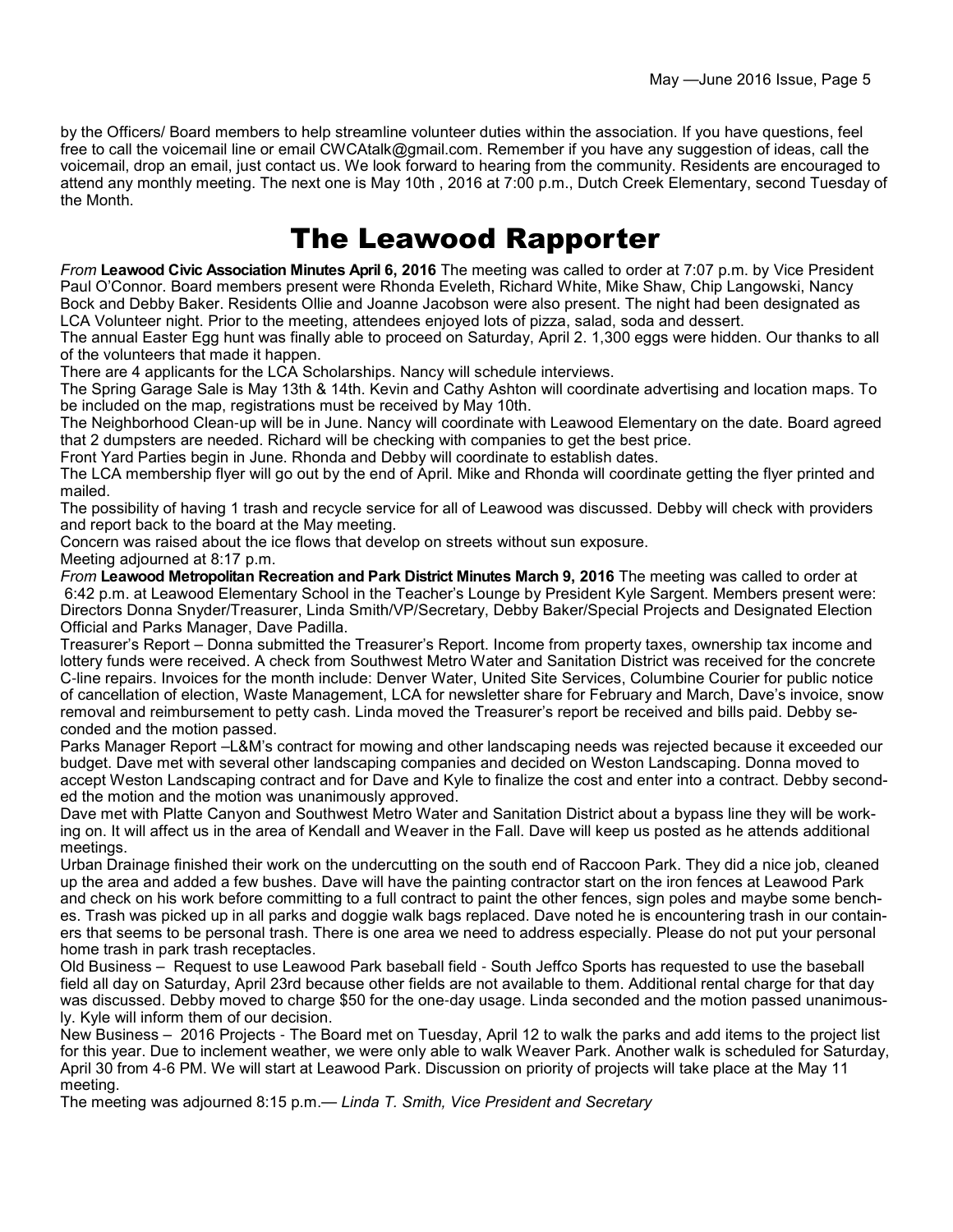by the Officers/ Board members to help streamline volunteer duties within the association. If you have questions, feel free to call the voicemail line or email CWCAtalk@gmail.com. Remember if you have any suggestion of ideas, call the voicemail, drop an email, just contact us. We look forward to hearing from the community. Residents are encouraged to attend any monthly meeting. The next one is May 10th , 2016 at 7:00 p.m., Dutch Creek Elementary, second Tuesday of the Month.

# The Leawood Rapporter

*From* **Leawood Civic Association Minutes April 6, 2016** The meeting was called to order at 7:07 p.m. by Vice President Paul O'Connor. Board members present were Rhonda Eveleth, Richard White, Mike Shaw, Chip Langowski, Nancy Bock and Debby Baker. Residents Ollie and Joanne Jacobson were also present. The night had been designated as LCA Volunteer night. Prior to the meeting, attendees enjoyed lots of pizza, salad, soda and dessert.

The annual Easter Egg hunt was finally able to proceed on Saturday, April 2. 1,300 eggs were hidden. Our thanks to all of the volunteers that made it happen.

There are 4 applicants for the LCA Scholarships. Nancy will schedule interviews.

The Spring Garage Sale is May 13th & 14th. Kevin and Cathy Ashton will coordinate advertising and location maps. To be included on the map, registrations must be received by May 10th.

The Neighborhood Clean-up will be in June. Nancy will coordinate with Leawood Elementary on the date. Board agreed that 2 dumpsters are needed. Richard will be checking with companies to get the best price.

Front Yard Parties begin in June. Rhonda and Debby will coordinate to establish dates.

The LCA membership flyer will go out by the end of April. Mike and Rhonda will coordinate getting the flyer printed and mailed.

The possibility of having 1 trash and recycle service for all of Leawood was discussed. Debby will check with providers and report back to the board at the May meeting.

Concern was raised about the ice flows that develop on streets without sun exposure.

Meeting adjourned at 8:17 p.m.

*From* **Leawood Metropolitan Recreation and Park District Minutes March 9, 2016** The meeting was called to order at 6:42 p.m. at Leawood Elementary School in the Teacher's Lounge by President Kyle Sargent. Members present were: Directors Donna Snyder/Treasurer, Linda Smith/VP/Secretary, Debby Baker/Special Projects and Designated Election Official and Parks Manager, Dave Padilla.

Treasurer's Report – Donna submitted the Treasurer's Report. Income from property taxes, ownership tax income and lottery funds were received. A check from Southwest Metro Water and Sanitation District was received for the concrete C-line repairs. Invoices for the month include: Denver Water, United Site Services, Columbine Courier for public notice of cancellation of election, Waste Management, LCA for newsletter share for February and March, Dave's invoice, snow removal and reimbursement to petty cash. Linda moved the Treasurer's report be received and bills paid. Debby seconded and the motion passed.

Parks Manager Report –L&M's contract for mowing and other landscaping needs was rejected because it exceeded our budget. Dave met with several other landscaping companies and decided on Weston Landscaping. Donna moved to accept Weston Landscaping contract and for Dave and Kyle to finalize the cost and enter into a contract. Debby seconded the motion and the motion was unanimously approved.

Dave met with Platte Canyon and Southwest Metro Water and Sanitation District about a bypass line they will be working on. It will affect us in the area of Kendall and Weaver in the Fall. Dave will keep us posted as he attends additional meetings.

Urban Drainage finished their work on the undercutting on the south end of Raccoon Park. They did a nice job, cleaned up the area and added a few bushes. Dave will have the painting contractor start on the iron fences at Leawood Park and check on his work before committing to a full contract to paint the other fences, sign poles and maybe some benches. Trash was picked up in all parks and doggie walk bags replaced. Dave noted he is encountering trash in our containers that seems to be personal trash. There is one area we need to address especially. Please do not put your personal home trash in park trash receptacles.

Old Business – Request to use Leawood Park baseball field - South Jeffco Sports has requested to use the baseball field all day on Saturday, April 23rd because other fields are not available to them. Additional rental charge for that day was discussed. Debby moved to charge $50 for the one-day usage. Linda seconded and the motion passed unanimously. Kyle will inform them of our decision.

New Business – 2016 Projects - The Board met on Tuesday, April 12 to walk the parks and add items to the project list for this year. Due to inclement weather, we were only able to walk Weaver Park. Another walk is scheduled for Saturday, April 30 from 4-6 PM. We will start at Leawood Park. Discussion on priority of projects will take place at the May 11 meeting.

The meeting was adjourned 8:15 p.m.— *Linda T. Smith, Vice President and Secretary*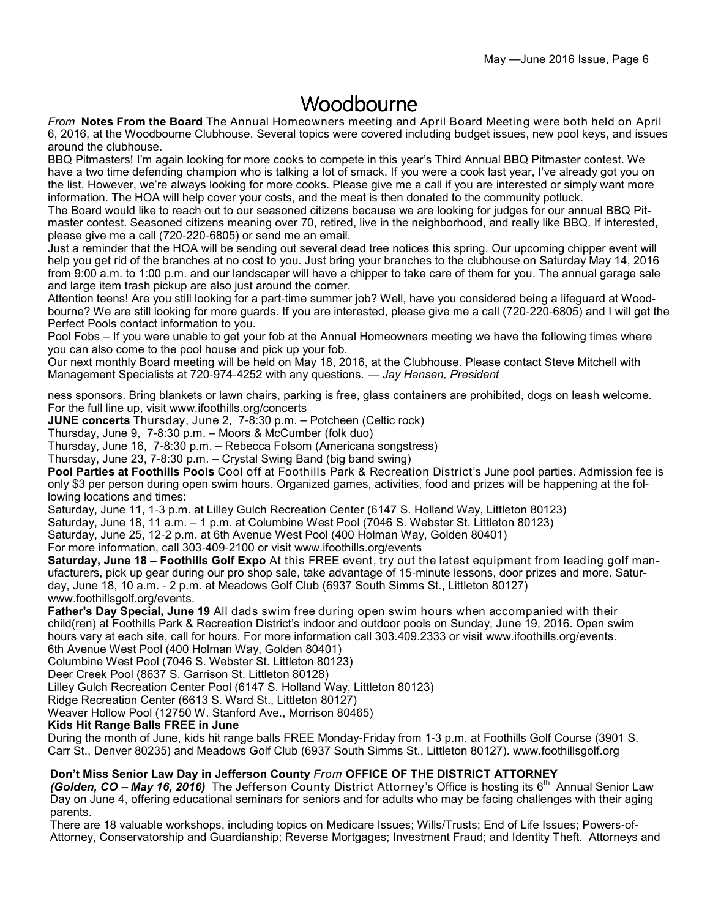# Woodbourne

*From* **Notes From the Board** The Annual Homeowners meeting and April Board Meeting were both held on April 6, 2016, at the Woodbourne Clubhouse. Several topics were covered including budget issues, new pool keys, and issues around the clubhouse.

BBQ Pitmasters! I'm again looking for more cooks to compete in this year's Third Annual BBQ Pitmaster contest. We have a two time defending champion who is talking a lot of smack. If you were a cook last year, I've already got you on the list. However, we're always looking for more cooks. Please give me a call if you are interested or simply want more information. The HOA will help cover your costs, and the meat is then donated to the community potluck.

The Board would like to reach out to our seasoned citizens because we are looking for judges for our annual BBQ Pitmaster contest. Seasoned citizens meaning over 70, retired, live in the neighborhood, and really like BBQ. If interested, please give me a call (720-220-6805) or send me an email.

Just a reminder that the HOA will be sending out several dead tree notices this spring. Our upcoming chipper event will help you get rid of the branches at no cost to you. Just bring your branches to the clubhouse on Saturday May 14, 2016 from 9:00 a.m. to 1:00 p.m. and our landscaper will have a chipper to take care of them for you. The annual garage sale and large item trash pickup are also just around the corner.

Attention teens! Are you still looking for a part-time summer job? Well, have you considered being a lifeguard at Woodbourne? We are still looking for more guards. If you are interested, please give me a call (720-220-6805) and I will get the Perfect Pools contact information to you.

Pool Fobs – If you were unable to get your fob at the Annual Homeowners meeting we have the following times where you can also come to the pool house and pick up your fob.

Our next monthly Board meeting will be held on May 18, 2016, at the Clubhouse. Please contact Steve Mitchell with Management Specialists at 720-974-4252 with any questions. — *Jay Hansen, President*

ness sponsors. Bring blankets or lawn chairs, parking is free, glass containers are prohibited, dogs on leash welcome. For the full line up, visit www.ifoothills.org/concerts

**JUNE concerts** Thursday, June 2, 7-8:30 p.m. – Potcheen (Celtic rock)

Thursday, June 9, 7-8:30 p.m. – Moors & McCumber (folk duo)

Thursday, June 16, 7-8:30 p.m. – Rebecca Folsom (Americana songstress)

Thursday, June 23, 7-8:30 p.m. – Crystal Swing Band (big band swing)

**Pool Parties at Foothills Pools** Cool off at Foothills Park & Recreation District's June pool parties. Admission fee is only $3 per person during open swim hours. Organized games, activities, food and prizes will be happening at the following locations and times:

Saturday, June 11, 1-3 p.m. at Lilley Gulch Recreation Center (6147 S. Holland Way, Littleton 80123)

Saturday, June 18, 11 a.m. – 1 p.m. at Columbine West Pool (7046 S. Webster St. Littleton 80123)

Saturday, June 25, 12-2 p.m. at 6th Avenue West Pool (400 Holman Way, Golden 80401)

For more information, call 303-409-2100 or visit www.ifoothills.org/events

**Saturday, June 18 – Foothills Golf Expo** At this FREE event, try out the latest equipment from leading golf manufacturers, pick up gear during our pro shop sale, take advantage of 15-minute lessons, door prizes and more. Saturday, June 18, 10 a.m. - 2 p.m. at Meadows Golf Club (6937 South Simms St., Littleton 80127) www.foothillsgolf.org/events.

**Father's Day Special, June 19** All dads swim free during open swim hours when accompanied with their child(ren) at Foothills Park & Recreation District's indoor and outdoor pools on Sunday, June 19, 2016. Open swim hours vary at each site, call for hours. For more information call 303.409.2333 or visit www.ifoothills.org/events.

6th Avenue West Pool (400 Holman Way, Golden 80401)

Columbine West Pool (7046 S. Webster St. Littleton 80123)

Deer Creek Pool (8637 S. Garrison St. Littleton 80128)

Lilley Gulch Recreation Center Pool (6147 S. Holland Way, Littleton 80123)

Ridge Recreation Center (6613 S. Ward St., Littleton 80127)

Weaver Hollow Pool (12750 W. Stanford Ave., Morrison 80465)

**Kids Hit Range Balls FREE in June**

During the month of June, kids hit range balls FREE Monday-Friday from 1-3 p.m. at Foothills Golf Course (3901 S. Carr St., Denver 80235) and Meadows Golf Club (6937 South Simms St., Littleton 80127). www.foothillsgolf.org

**Don't Miss Senior Law Day in Jefferson County** *From* **OFFICE OF THE DISTRICT ATTORNEY**

***(Golden, CO – May 16, 2016)*** The Jefferson County District Attorney's Office is hosting its 6th Annual Senior Law Day on June 4, offering educational seminars for seniors and for adults who may be facing challenges with their aging parents.

There are 18 valuable workshops, including topics on Medicare Issues; Wills/Trusts; End of Life Issues; Powers-of-Attorney, Conservatorship and Guardianship; Reverse Mortgages; Investment Fraud; and Identity Theft. Attorneys and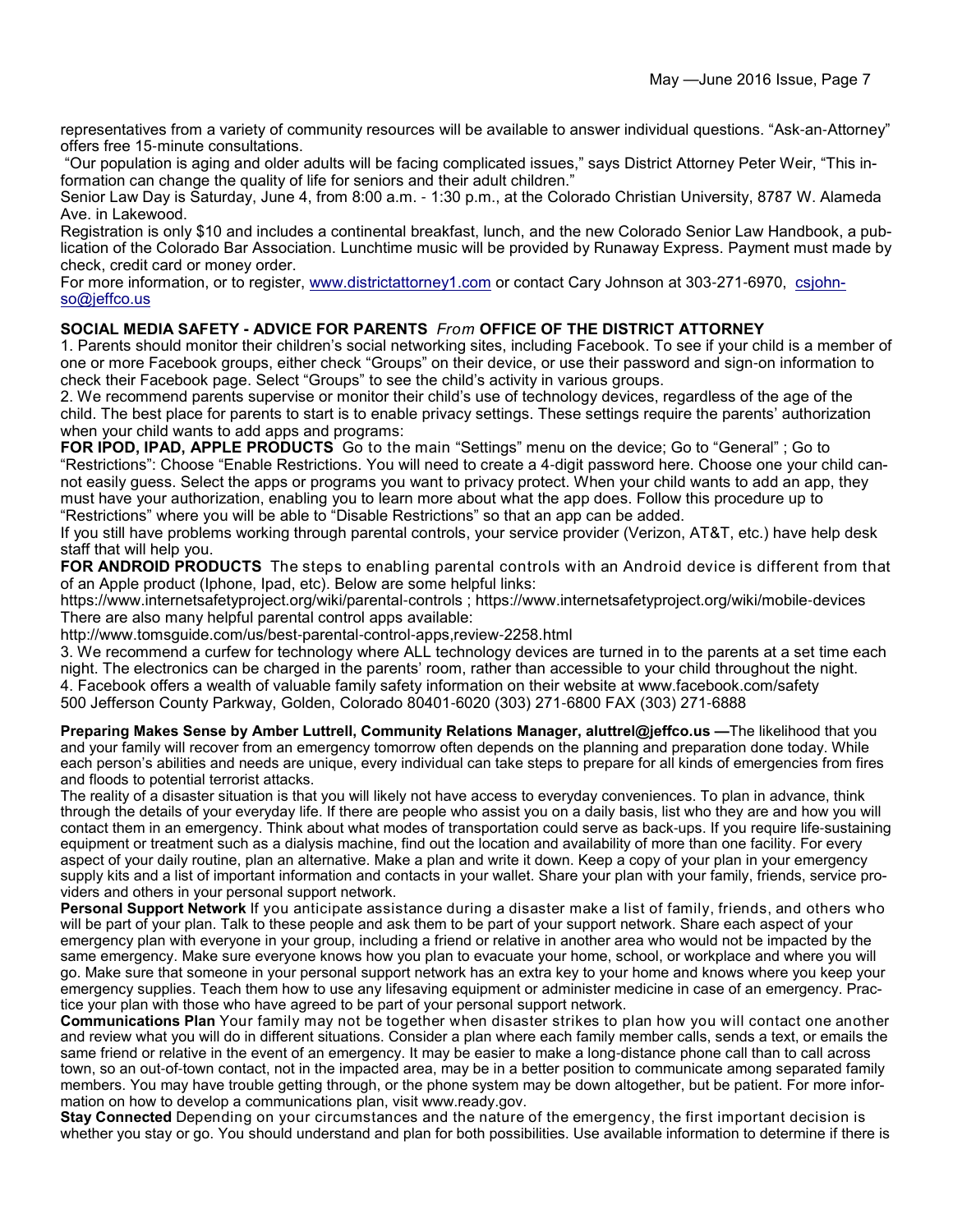representatives from a variety of community resources will be available to answer individual questions. "Ask-an-Attorney" offers free 15-minute consultations.

"Our population is aging and older adults will be facing complicated issues," says District Attorney Peter Weir, "This information can change the quality of life for seniors and their adult children."

Senior Law Day is Saturday, June 4, from 8:00 a.m. - 1:30 p.m., at the Colorado Christian University, 8787 W. Alameda Ave. in Lakewood.

Registration is only $10 and includes a continental breakfast, lunch, and the new Colorado Senior Law Handbook, a publication of the Colorado Bar Association. Lunchtime music will be provided by Runaway Express. Payment must made by check, credit card or money order.

For more information, or to register, www.districtattorney1.com or contact Cary Johnson at 303-271-6970, csjohnso@jeffco.us

**SOCIAL MEDIA SAFETY - ADVICE FOR PARENTS** *From* **OFFICE OF THE DISTRICT ATTORNEY**

1. Parents should monitor their children's social networking sites, including Facebook. To see if your child is a member of one or more Facebook groups, either check "Groups" on their device, or use their password and sign-on information to check their Facebook page. Select "Groups" to see the child's activity in various groups.
2. We recommend parents supervise or monitor their child's use of technology devices, regardless of the age of the child. The best place for parents to start is to enable privacy settings. These settings require the parents' authorization when your child wants to add apps and programs:

**FOR IPOD, IPAD, APPLE PRODUCTS** Go to the main "Settings" menu on the device; Go to "General" ; Go to "Restrictions": Choose "Enable Restrictions. You will need to create a 4-digit password here. Choose one your child cannot easily guess. Select the apps or programs you want to privacy protect. When your child wants to add an app, they must have your authorization, enabling you to learn more about what the app does. Follow this procedure up to "Restrictions" where you will be able to "Disable Restrictions" so that an app can be added.

If you still have problems working through parental controls, your service provider (Verizon, AT&T, etc.) have help desk staff that will help you.

**FOR ANDROID PRODUCTS** The steps to enabling parental controls with an Android device is different from that of an Apple product (Iphone, Ipad, etc). Below are some helpful links:

https://www.internetsafetyproject.org/wiki/parental-controls ; https://www.internetsafetyproject.org/wiki/mobile-devices

There are also many helpful parental control apps available:

http://www.tomsguide.com/us/best-parental-control-apps,review-2258.html

3. We recommend a curfew for technology where ALL technology devices are turned in to the parents at a set time each night. The electronics can be charged in the parents' room, rather than accessible to your child throughout the night.
4. Facebook offers a wealth of valuable family safety information on their website at www.facebook.com/safety

500 Jefferson County Parkway, Golden, Colorado 80401-6020 (303) 271-6800 FAX (303) 271-6888

**Preparing Makes Sense by Amber Luttrell, Community Relations Manager, aluttrel@jeffco.us —** The likelihood that you and your family will recover from an emergency tomorrow often depends on the planning and preparation done today. While each person's abilities and needs are unique, every individual can take steps to prepare for all kinds of emergencies from fires and floods to potential terrorist attacks.

The reality of a disaster situation is that you will likely not have access to everyday conveniences. To plan in advance, think through the details of your everyday life. If there are people who assist you on a daily basis, list who they are and how you will contact them in an emergency. Think about what modes of transportation could serve as back-ups. If you require life-sustaining equipment or treatment such as a dialysis machine, find out the location and availability of more than one facility. For every aspect of your daily routine, plan an alternative. Make a plan and write it down. Keep a copy of your plan in your emergency supply kits and a list of important information and contacts in your wallet. Share your plan with your family, friends, service providers and others in your personal support network.

**Personal Support Network** If you anticipate assistance during a disaster make a list of family, friends, and others who will be part of your plan. Talk to these people and ask them to be part of your support network. Share each aspect of your emergency plan with everyone in your group, including a friend or relative in another area who would not be impacted by the same emergency. Make sure everyone knows how you plan to evacuate your home, school, or workplace and where you will go. Make sure that someone in your personal support network has an extra key to your home and knows where you keep your emergency supplies. Teach them how to use any lifesaving equipment or administer medicine in case of an emergency. Practice your plan with those who have agreed to be part of your personal support network.

**Communications Plan** Your family may not be together when disaster strikes to plan how you will contact one another and review what you will do in different situations. Consider a plan where each family member calls, sends a text, or emails the same friend or relative in the event of an emergency. It may be easier to make a long-distance phone call than to call across town, so an out-of-town contact, not in the impacted area, may be in a better position to communicate among separated family members. You may have trouble getting through, or the phone system may be down altogether, but be patient. For more information on how to develop a communications plan, visit www.ready.gov.

**Stay Connected** Depending on your circumstances and the nature of the emergency, the first important decision is whether you stay or go. You should understand and plan for both possibilities. Use available information to determine if there is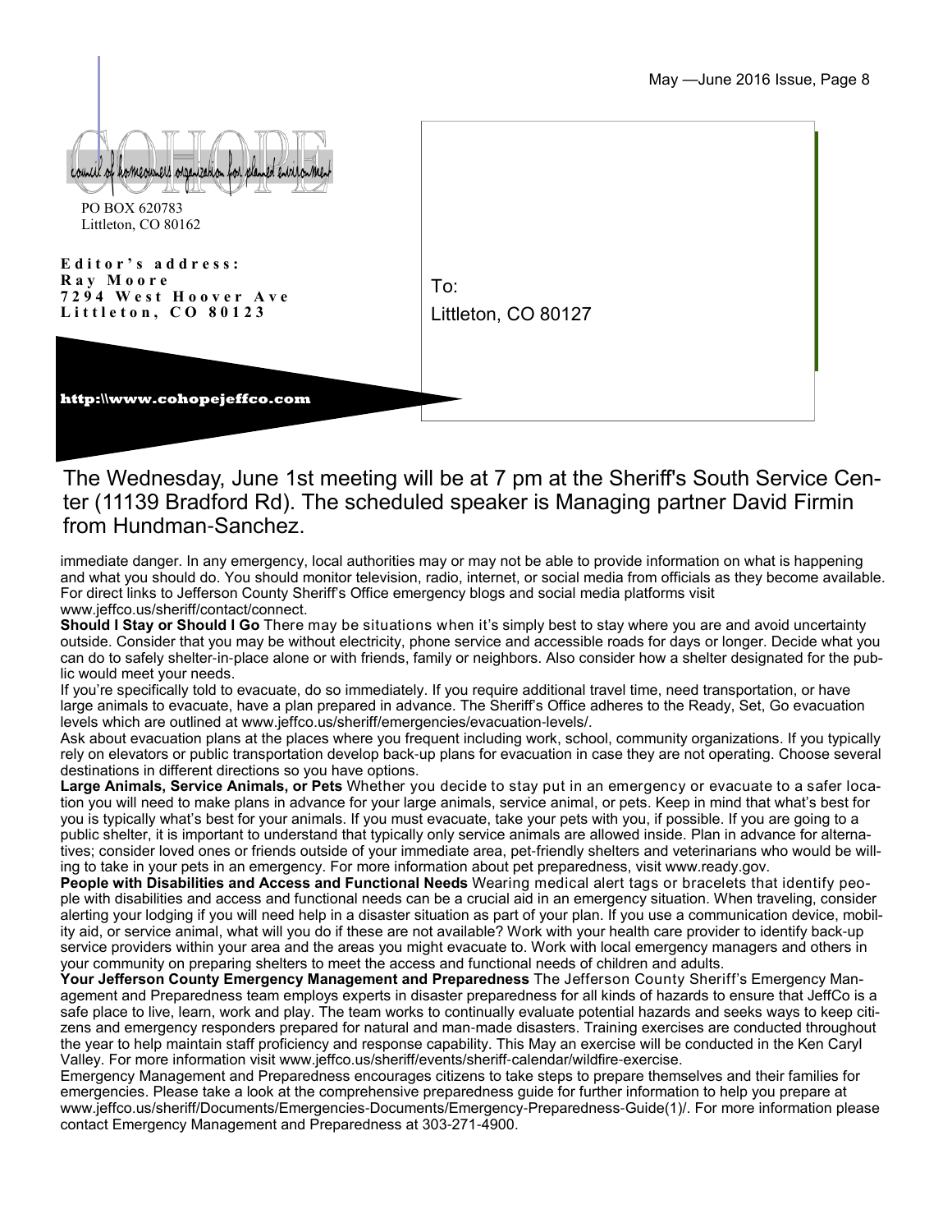COHOPE

council of homeowners organization for planned environment

PO BOX 620783
Littleton, CO 80162

**Editor's address:**
**Ray Moore**
**7294 West Hoover Ave**
**Littleton, CO 80123**

**http:\\www.cohopejeffco.com**

To:

Littleton, CO 80127

The Wednesday, June 1st meeting will be at 7 pm at the Sheriff's South Service Center (11139 Bradford Rd). The scheduled speaker is Managing partner David Firmin from Hundman-Sanchez.

immediate danger. In any emergency, local authorities may or may not be able to provide information on what is happening and what you should do. You should monitor television, radio, internet, or social media from officials as they become available. For direct links to Jefferson County Sheriff's Office emergency blogs and social media platforms visit www.jeffco.us/sheriff/contact/connect.

**Should I Stay or Should I Go** There may be situations when it's simply best to stay where you are and avoid uncertainty outside. Consider that you may be without electricity, phone service and accessible roads for days or longer. Decide what you can do to safely shelter-in-place alone or with friends, family or neighbors. Also consider how a shelter designated for the public would meet your needs.

If you're specifically told to evacuate, do so immediately. If you require additional travel time, need transportation, or have large animals to evacuate, have a plan prepared in advance. The Sheriff's Office adheres to the Ready, Set, Go evacuation levels which are outlined at www.jeffco.us/sheriff/emergencies/evacuation-levels/.

Ask about evacuation plans at the places where you frequent including work, school, community organizations. If you typically rely on elevators or public transportation develop back-up plans for evacuation in case they are not operating. Choose several destinations in different directions so you have options.

**Large Animals, Service Animals, or Pets** Whether you decide to stay put in an emergency or evacuate to a safer location you will need to make plans in advance for your large animals, service animal, or pets. Keep in mind that what's best for you is typically what's best for your animals. If you must evacuate, take your pets with you, if possible. If you are going to a public shelter, it is important to understand that typically only service animals are allowed inside. Plan in advance for alternatives; consider loved ones or friends outside of your immediate area, pet-friendly shelters and veterinarians who would be willing to take in your pets in an emergency. For more information about pet preparedness, visit www.ready.gov.

**People with Disabilities and Access and Functional Needs** Wearing medical alert tags or bracelets that identify people with disabilities and access and functional needs can be a crucial aid in an emergency situation. When traveling, consider alerting your lodging if you will need help in a disaster situation as part of your plan. If you use a communication device, mobility aid, or service animal, what will you do if these are not available? Work with your health care provider to identify back-up service providers within your area and the areas you might evacuate to. Work with local emergency managers and others in your community on preparing shelters to meet the access and functional needs of children and adults.

**Your Jefferson County Emergency Management and Preparedness** The Jefferson County Sheriff's Emergency Management and Preparedness team employs experts in disaster preparedness for all kinds of hazards to ensure that JeffCo is a safe place to live, learn, work and play. The team works to continually evaluate potential hazards and seeks ways to keep citizens and emergency responders prepared for natural and man-made disasters. Training exercises are conducted throughout the year to help maintain staff proficiency and response capability. This May an exercise will be conducted in the Ken Caryl Valley. For more information visit www.jeffco.us/sheriff/events/sheriff-calendar/wildfire-exercise.

Emergency Management and Preparedness encourages citizens to take steps to prepare themselves and their families for emergencies. Please take a look at the comprehensive preparedness guide for further information to help you prepare at www.jeffco.us/sheriff/Documents/Emergencies-Documents/Emergency-Preparedness-Guide(1)/. For more information please contact Emergency Management and Preparedness at 303-271-4900.